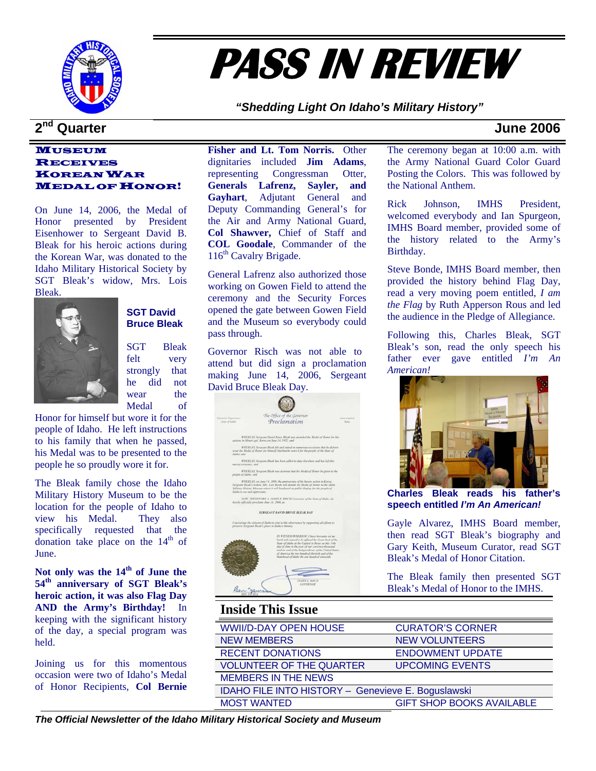# PASS IN REVIEW

*"Shedding Light On Idaho's Military History"*

**2nd Quarter** **June 2006**

## Museum Receives Korean War Medal of Honor!

On June 14, 2006, the Medal of Honor presented by President Eisenhower to Sergeant David B. Bleak for his heroic actions during the Korean War, was donated to the Idaho Military Historical Society by SGT Bleak's widow, Mrs. Lois Bleak.

**SGT David Bruce Bleak**

SGT Bleak felt very strongly that he did not wear the Medal of Honor for himself but wore it for the people of Idaho. He left instructions to his family that when he passed, his Medal was to be presented to the people he so proudly wore it for.

The Bleak family chose the Idaho Military History Museum to be the location for the people of Idaho to view his Medal. They also specifically requested that the donation take place on the 14th of June.

**Not only was the 14th of June the 54th anniversary of SGT Bleak's heroic action, it was also Flag Day AND the Army's Birthday!** In keeping with the significant history of the day, a special program was held.

Joining us for this momentous occasion were two of Idaho's Medal of Honor Recipients, **Col Bernie Fisher and Lt. Tom Norris.** Other dignitaries included **Jim Adams**, representing Congressman Otter, **Generals Lafrenz, Sayler, and Gayhart**, Adjutant General and Deputy Commanding General's for the Air and Army National Guard, **Col Shawver,** Chief of Staff and **COL Goodale**, Commander of the 116th Cavalry Brigade.

General Lafrenz also authorized those working on Gowen Field to attend the ceremony and the Security Forces opened the gate between Gowen Field and the Museum so everybody could pass through.

Governor Risch was not able to attend but did sign a proclamation making June 14, 2006, Sergeant David Bruce Bleak Day.

The ceremony began at 10:00 a.m. with the Army National Guard Color Guard Posting the Colors. This was followed by the National Anthem.

Rick Johnson, IMHS President, welcomed everybody and Ian Spurgeon, IMHS Board member, provided some of the history related to the Army's Birthday.

Steve Bonde, IMHS Board member, then provided the history behind Flag Day, read a very moving poem entitled, *I am the Flag* by Ruth Apperson Rous and led the audience in the Pledge of Allegiance.

Following this, Charles Bleak, SGT Bleak's son, read the only speech his father ever gave entitled *I'm An American!*

**Charles Bleak reads his father's speech entitled *I'm An American!***

Gayle Alvarez, IMHS Board member, then read SGT Bleak's biography and Gary Keith, Museum Curator, read SGT Bleak's Medal of Honor Citation.

The Bleak family then presented SGT Bleak's Medal of Honor to the IMHS.

## Inside This Issue

| | |
|---|---|
| WWII/D-DAY OPEN HOUSE | CURATOR'S CORNER |
| NEW MEMBERS | NEW VOLUNTEERS |
| RECENT DONATIONS | ENDOWMENT UPDATE |
| VOLUNTEER OF THE QUARTER | UPCOMING EVENTS |
| MEMBERS IN THE NEWS | |
| IDAHO FILE INTO HISTORY – Genevieve E. Boguslawski | |
| MOST WANTED | GIFT SHOP BOOKS AVAILABLE |

*The Official Newsletter of the Idaho Military Historical Society and Museum*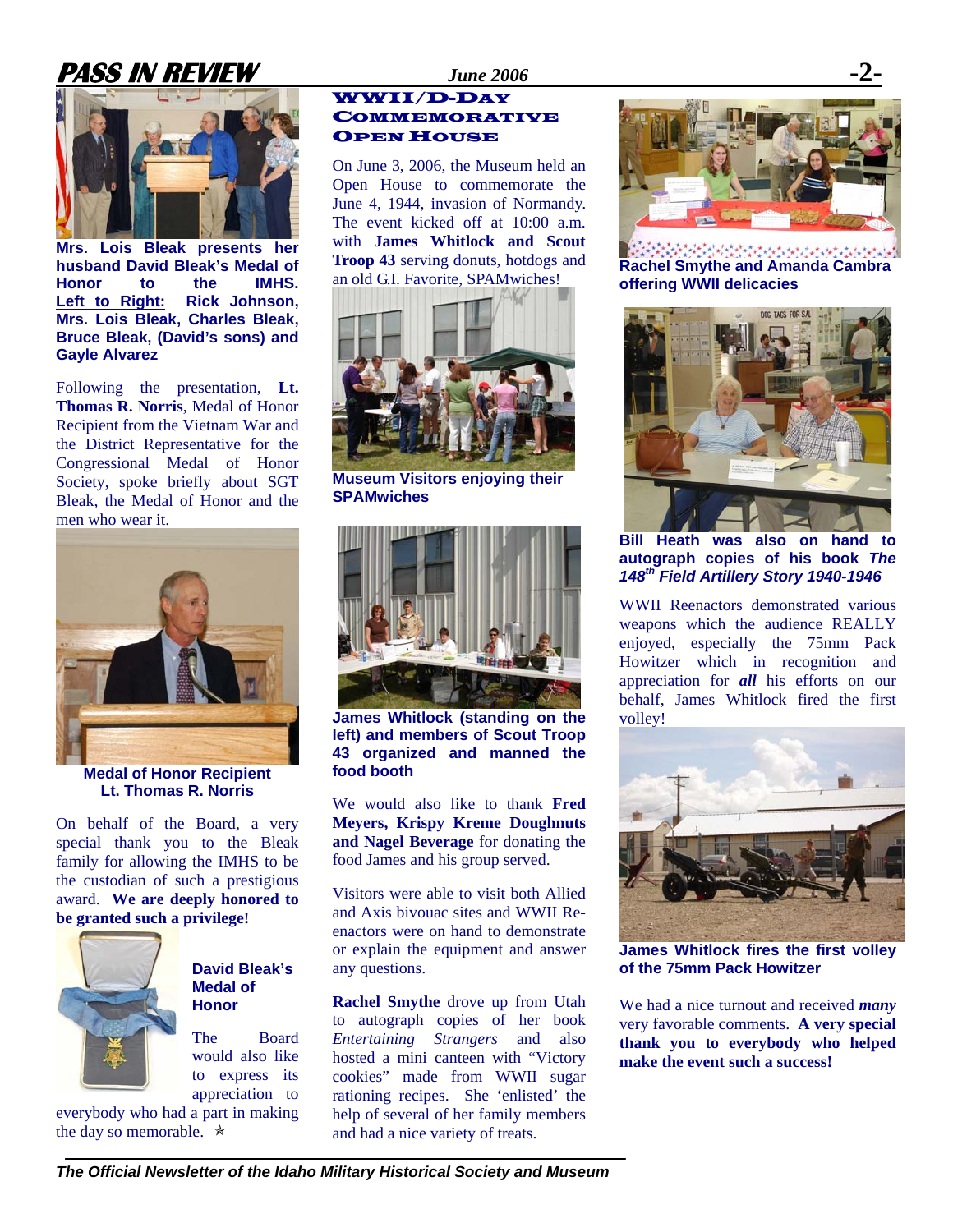Mrs. Lois Bleak presents her husband David Bleak's Medal of Honor to the IMHS. Left to Right: Rick Johnson, Mrs. Lois Bleak, Charles Bleak, Bruce Bleak, (David's sons) and Gayle Alvarez

Following the presentation, **Lt. Thomas R. Norris**, Medal of Honor Recipient from the Vietnam War and the District Representative for the Congressional Medal of Honor Society, spoke briefly about SGT Bleak, the Medal of Honor and the men who wear it.

**Medal of Honor Recipient Lt. Thomas R. Norris**

On behalf of the Board, a very special thank you to the Bleak family for allowing the IMHS to be the custodian of such a prestigious award. **We are deeply honored to be granted such a privilege!**

**David Bleak's Medal of Honor**

The Board would also like to express its appreciation to everybody who had a part in making the day so memorable. ✯

## WWII/D-Day Commemorative Open House

On June 3, 2006, the Museum held an Open House to commemorate the June 4, 1944, invasion of Normandy. The event kicked off at 10:00 a.m. with **James Whitlock and Scout Troop 43** serving donuts, hotdogs and an old G.I. Favorite, SPAMwiches!

**Museum Visitors enjoying their SPAMwiches**

**James Whitlock (standing on the left) and members of Scout Troop 43 organized and manned the food booth**

We would also like to thank **Fred Meyers, Krispy Kreme Doughnuts and Nagel Beverage** for donating the food James and his group served.

Visitors were able to visit both Allied and Axis bivouac sites and WWII Re-enactors were on hand to demonstrate or explain the equipment and answer any questions.

**Rachel Smythe** drove up from Utah to autograph copies of her book *Entertaining Strangers* and also hosted a mini canteen with "Victory cookies" made from WWII sugar rationing recipes. She 'enlisted' the help of several of her family members and had a nice variety of treats.

**Rachel Smythe and Amanda Cambra offering WWII delicacies**

**Bill Heath was also on hand to autograph copies of his book *The 148th Field Artillery Story 1940-1946***

WWII Reenactors demonstrated various weapons which the audience REALLY enjoyed, especially the 75mm Pack Howitzer which in recognition and appreciation for ***all*** his efforts on our behalf, James Whitlock fired the first volley!

**James Whitlock fires the first volley of the 75mm Pack Howitzer**

We had a nice turnout and received ***many*** very favorable comments. **A very special thank you to everybody who helped make the event such a success!**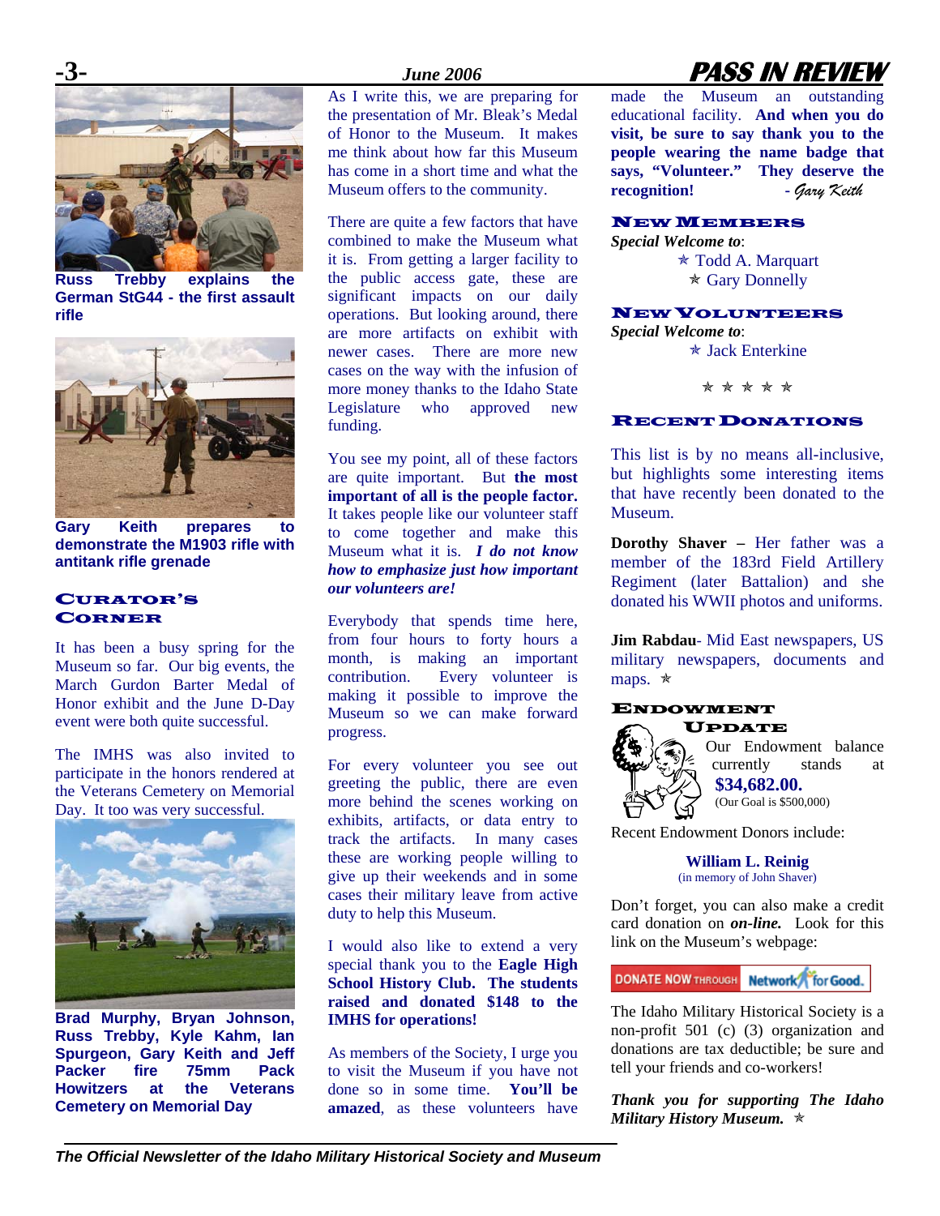Russ Trebby explains the German StG44 - the first assault rifle

Gary Keith prepares to demonstrate the M1903 rifle with antitank rifle grenade

## Curator's Corner

It has been a busy spring for the Museum so far. Our big events, the March Gurdon Barter Medal of Honor exhibit and the June D-Day event were both quite successful.

The IMHS was also invited to participate in the honors rendered at the Veterans Cemetery on Memorial Day. It too was very successful.

Brad Murphy, Bryan Johnson, Russ Trebby, Kyle Kahm, Ian Spurgeon, Gary Keith and Jeff Packer fire 75mm Pack Howitzers at the Veterans Cemetery on Memorial Day

As I write this, we are preparing for the presentation of Mr. Bleak's Medal of Honor to the Museum. It makes me think about how far this Museum has come in a short time and what the Museum offers to the community.

There are quite a few factors that have combined to make the Museum what it is. From getting a larger facility to the public access gate, these are significant impacts on our daily operations. But looking around, there are more artifacts on exhibit with newer cases. There are more new cases on the way with the infusion of more money thanks to the Idaho State Legislature who approved new funding.

You see my point, all of these factors are quite important. But **the most important of all is the people factor.** It takes people like our volunteer staff to come together and make this Museum what it is. ***I do not know how to emphasize just how important our volunteers are!***

Everybody that spends time here, from four hours to forty hours a month, is making an important contribution. Every volunteer is making it possible to improve the Museum so we can make forward progress.

For every volunteer you see out greeting the public, there are even more behind the scenes working on exhibits, artifacts, or data entry to track the artifacts. In many cases these are working people willing to give up their weekends and in some cases their military leave from active duty to help this Museum.

I would also like to extend a very special thank you to the **Eagle High School History Club. The students raised and donated $148 to the IMHS for operations!**

As members of the Society, I urge you to visit the Museum if you have not done so in some time. **You'll be amazed**, as these volunteers have made the Museum an outstanding educational facility. **And when you do visit, be sure to say thank you to the people wearing the name badge that says, "Volunteer." They deserve the recognition!** - *Gary Keith*

## New Members

***Special Welcome to***:

✯ Todd A. Marquart
✯ Gary Donnelly

## New Volunteers

***Special Welcome to***:

✯ Jack Enterkine

✯ ✯ ✯ ✯ ✯

## Recent Donations

This list is by no means all-inclusive, but highlights some interesting items that have recently been donated to the Museum.

**Dorothy Shaver –** Her father was a member of the 183rd Field Artillery Regiment (later Battalion) and she donated his WWII photos and uniforms.

**Jim Rabdau**- Mid East newspapers, US military newspapers, documents and maps. ✯

## Endowment Update

Our Endowment balance currently stands at **$34,682.00.**
(Our Goal is $500,000)

Recent Endowment Donors include:

**William L. Reinig**
(in memory of John Shaver)

Don't forget, you can also make a credit card donation on ***on-line.*** Look for this link on the Museum's webpage:

DONATE NOW THROUGH Network for Good.

The Idaho Military Historical Society is a non-profit 501 (c) (3) organization and donations are tax deductible; be sure and tell your friends and co-workers!

***Thank you for supporting The Idaho Military History Museum.*** ✯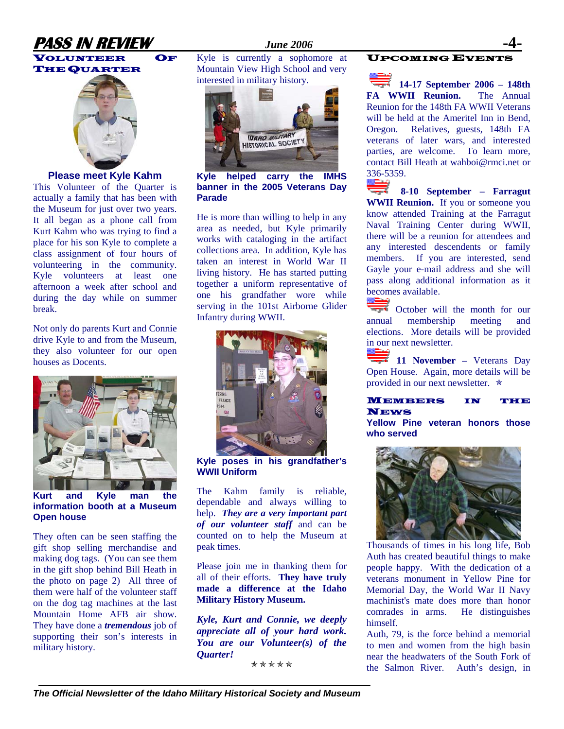## Volunteer of the Quarter

**Please meet Kyle Kahm**

This Volunteer of the Quarter is actually a family that has been with the Museum for just over two years. It all began as a phone call from Kurt Kahm who was trying to find a place for his son Kyle to complete a class assignment of four hours of volunteering in the community. Kyle volunteers at least one afternoon a week after school and during the day while on summer break.

Not only do parents Kurt and Connie drive Kyle to and from the Museum, they also volunteer for our open houses as Docents.

**Kurt and Kyle man the information booth at a Museum Open house**

They often can be seen staffing the gift shop selling merchandise and making dog tags. (You can see them in the gift shop behind Bill Heath in the photo on page 2) All three of them were half of the volunteer staff on the dog tag machines at the last Mountain Home AFB air show. They have done a ***tremendous*** job of supporting their son's interests in military history.

Kyle is currently a sophomore at Mountain View High School and very interested in military history.

**Kyle helped carry the IMHS banner in the 2005 Veterans Day Parade**

He is more than willing to help in any area as needed, but Kyle primarily works with cataloging in the artifact collections area. In addition, Kyle has taken an interest in World War II living history. He has started putting together a uniform representative of one his grandfather wore while serving in the 101st Airborne Glider Infantry during WWII.

**Kyle poses in his grandfather's WWII Uniform**

The Kahm family is reliable, dependable and always willing to help. ***They are a very important part of our volunteer staff*** and can be counted on to help the Museum at peak times.

Please join me in thanking them for all of their efforts. **They have truly made a difference at the Idaho Military History Museum.**

***Kyle, Kurt and Connie, we deeply appreciate all of your hard work. You are our Volunteer(s) of the Quarter!***

☆☆☆☆☆

## Upcoming Events

**14-17 September 2006 – 148th FA WWII Reunion.** The Annual Reunion for the 148th FA WWII Veterans will be held at the Ameritel Inn in Bend, Oregon. Relatives, guests, 148th FA veterans of later wars, and interested parties, are welcome. To learn more, contact Bill Heath at wahboi@rmci.net or 336-5359.

**8-10 September – Farragut WWII Reunion.** If you or someone you know attended Training at the Farragut Naval Training Center during WWII, there will be a reunion for attendees and any interested descendents or family members. If you are interested, send Gayle your e-mail address and she will pass along additional information as it becomes available.

October will the month for our annual membership meeting and elections. More details will be provided in our next newsletter.

**11 November** – Veterans Day Open House. Again, more details will be provided in our next newsletter. ☆

## Members in the News

**Yellow Pine veteran honors those who served**

Thousands of times in his long life, Bob Auth has created beautiful things to make people happy. With the dedication of a veterans monument in Yellow Pine for Memorial Day, the World War II Navy machinist's mate does more than honor comrades in arms. He distinguishes himself.

Auth, 79, is the force behind a memorial to men and women from the high basin near the headwaters of the South Fork of the Salmon River. Auth's design, in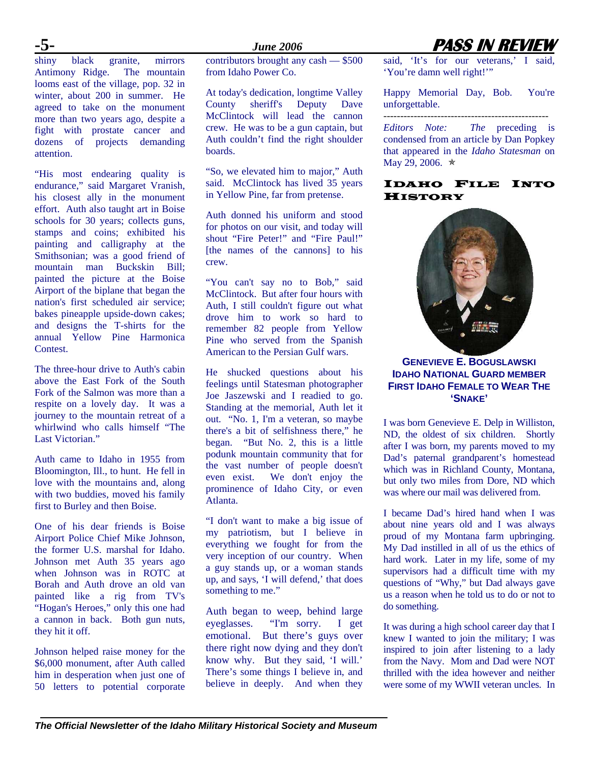shiny black granite, mirrors Antimony Ridge. The mountain looms east of the village, pop. 32 in winter, about 200 in summer. He agreed to take on the monument more than two years ago, despite a fight with prostate cancer and dozens of projects demanding attention.

"His most endearing quality is endurance," said Margaret Vranish, his closest ally in the monument effort. Auth also taught art in Boise schools for 30 years; collects guns, stamps and coins; exhibited his painting and calligraphy at the Smithsonian; was a good friend of mountain man Buckskin Bill; painted the picture at the Boise Airport of the biplane that began the nation's first scheduled air service; bakes pineapple upside-down cakes; and designs the T-shirts for the annual Yellow Pine Harmonica Contest.

The three-hour drive to Auth's cabin above the East Fork of the South Fork of the Salmon was more than a respite on a lovely day. It was a journey to the mountain retreat of a whirlwind who calls himself "The Last Victorian."

Auth came to Idaho in 1955 from Bloomington, Ill., to hunt. He fell in love with the mountains and, along with two buddies, moved his family first to Burley and then Boise.

One of his dear friends is Boise Airport Police Chief Mike Johnson, the former U.S. marshal for Idaho. Johnson met Auth 35 years ago when Johnson was in ROTC at Borah and Auth drove an old van painted like a rig from TV's "Hogan's Heroes," only this one had a cannon in back. Both gun nuts, they hit it off.

Johnson helped raise money for the $6,000 monument, after Auth called him in desperation when just one of 50 letters to potential corporate contributors brought any cash — $500 from Idaho Power Co.

At today's dedication, longtime Valley County sheriff's Deputy Dave McClintock will lead the cannon crew. He was to be a gun captain, but Auth couldn't find the right shoulder boards.

"So, we elevated him to major," Auth said. McClintock has lived 35 years in Yellow Pine, far from pretense.

Auth donned his uniform and stood for photos on our visit, and today will shout "Fire Peter!" and "Fire Paul!" [the names of the cannons] to his crew.

"You can't say no to Bob," said McClintock. But after four hours with Auth, I still couldn't figure out what drove him to work so hard to remember 82 people from Yellow Pine who served from the Spanish American to the Persian Gulf wars.

He shucked questions about his feelings until Statesman photographer Joe Jaszewski and I readied to go. Standing at the memorial, Auth let it out. "No. 1, I'm a veteran, so maybe there's a bit of selfishness there," he began. "But No. 2, this is a little podunk mountain community that for the vast number of people doesn't even exist. We don't enjoy the prominence of Idaho City, or even Atlanta.

"I don't want to make a big issue of my patriotism, but I believe in everything we fought for from the very inception of our country. When a guy stands up, or a woman stands up, and says, 'I will defend,' that does something to me."

Auth began to weep, behind large eyeglasses. "I'm sorry. I get emotional. But there's guys over there right now dying and they don't know why. But they said, 'I will.' There's some things I believe in, and believe in deeply. And when they said, 'It's for our veterans,' I said, 'You're damn well right!'"

Happy Memorial Day, Bob. You're unforgettable.

-------------------------------------------------

*Editors Note: The* preceding is condensed from an article by Dan Popkey that appeared in the *Idaho Statesman* on May 29, 2006. ✯

## IDAHO FILE INTO HISTORY

**GENEVIEVE E. BOGUSLAWSKI**
**IDAHO NATIONAL GUARD MEMBER**
**FIRST IDAHO FEMALE TO WEAR THE 'SNAKE'**

I was born Genevieve E. Delp in Williston, ND, the oldest of six children. Shortly after I was born, my parents moved to my Dad's paternal grandparent's homestead which was in Richland County, Montana, but only two miles from Dore, ND which was where our mail was delivered from.

I became Dad's hired hand when I was about nine years old and I was always proud of my Montana farm upbringing. My Dad instilled in all of us the ethics of hard work. Later in my life, some of my supervisors had a difficult time with my questions of "Why," but Dad always gave us a reason when he told us to do or not to do something.

It was during a high school career day that I knew I wanted to join the military; I was inspired to join after listening to a lady from the Navy. Mom and Dad were NOT thrilled with the idea however and neither were some of my WWII veteran uncles. In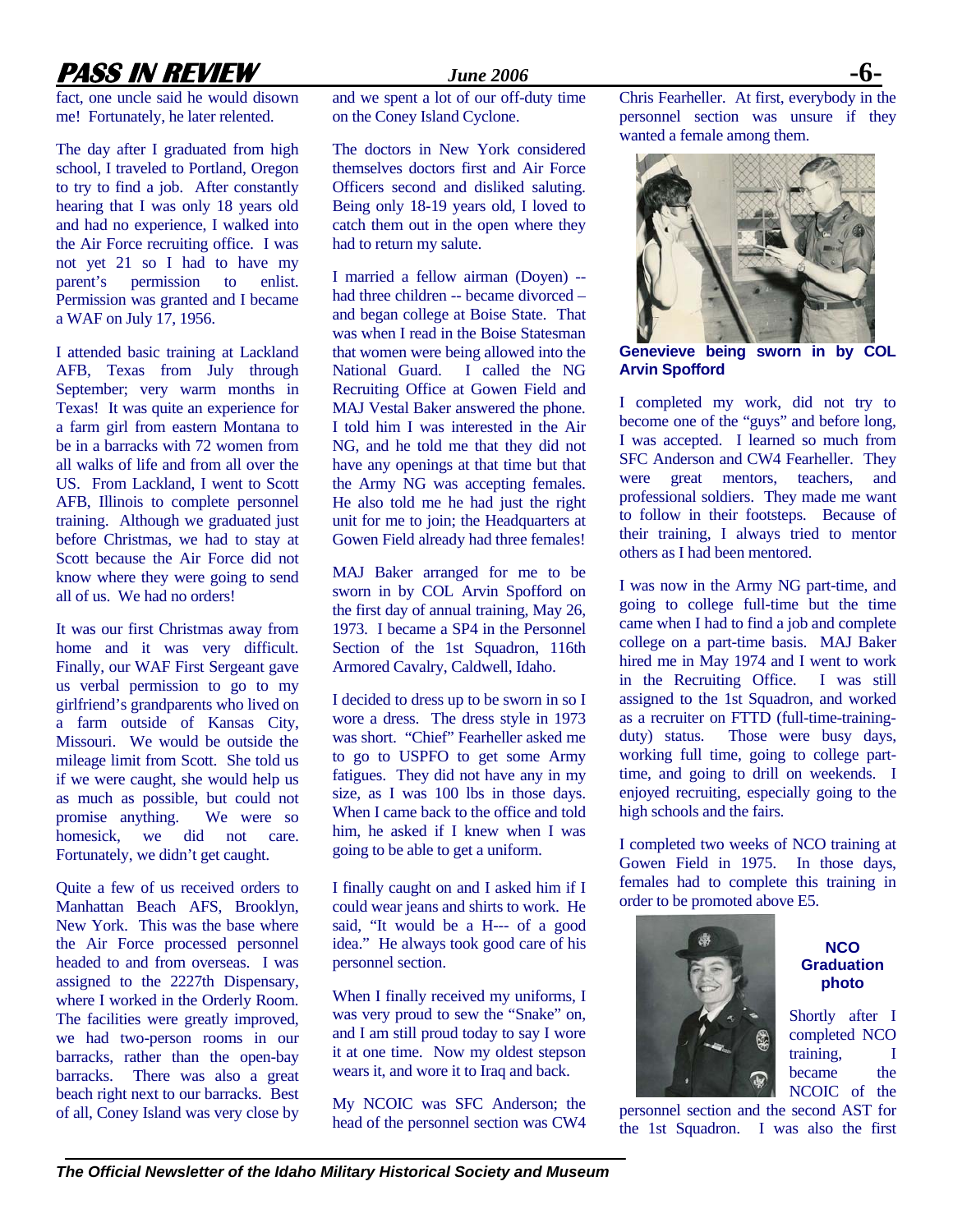fact, one uncle said he would disown me! Fortunately, he later relented.

The day after I graduated from high school, I traveled to Portland, Oregon to try to find a job. After constantly hearing that I was only 18 years old and had no experience, I walked into the Air Force recruiting office. I was not yet 21 so I had to have my parent's permission to enlist. Permission was granted and I became a WAF on July 17, 1956.

I attended basic training at Lackland AFB, Texas from July through September; very warm months in Texas! It was quite an experience for a farm girl from eastern Montana to be in a barracks with 72 women from all walks of life and from all over the US. From Lackland, I went to Scott AFB, Illinois to complete personnel training. Although we graduated just before Christmas, we had to stay at Scott because the Air Force did not know where they were going to send all of us. We had no orders!

It was our first Christmas away from home and it was very difficult. Finally, our WAF First Sergeant gave us verbal permission to go to my girlfriend's grandparents who lived on a farm outside of Kansas City, Missouri. We would be outside the mileage limit from Scott. She told us if we were caught, she would help us as much as possible, but could not promise anything. We were so homesick, we did not care. Fortunately, we didn't get caught.

Quite a few of us received orders to Manhattan Beach AFS, Brooklyn, New York. This was the base where the Air Force processed personnel headed to and from overseas. I was assigned to the 2227th Dispensary, where I worked in the Orderly Room. The facilities were greatly improved, we had two-person rooms in our barracks, rather than the open-bay barracks. There was also a great beach right next to our barracks. Best of all, Coney Island was very close by and we spent a lot of our off-duty time on the Coney Island Cyclone.

The doctors in New York considered themselves doctors first and Air Force Officers second and disliked saluting. Being only 18-19 years old, I loved to catch them out in the open where they had to return my salute.

I married a fellow airman (Doyen) -- had three children -- became divorced – and began college at Boise State. That was when I read in the Boise Statesman that women were being allowed into the National Guard. I called the NG Recruiting Office at Gowen Field and MAJ Vestal Baker answered the phone. I told him I was interested in the Air NG, and he told me that they did not have any openings at that time but that the Army NG was accepting females. He also told me he had just the right unit for me to join; the Headquarters at Gowen Field already had three females!

MAJ Baker arranged for me to be sworn in by COL Arvin Spofford on the first day of annual training, May 26, 1973. I became a SP4 in the Personnel Section of the 1st Squadron, 116th Armored Cavalry, Caldwell, Idaho.

I decided to dress up to be sworn in so I wore a dress. The dress style in 1973 was short. "Chief" Fearheller asked me to go to USPFO to get some Army fatigues. They did not have any in my size, as I was 100 lbs in those days. When I came back to the office and told him, he asked if I knew when I was going to be able to get a uniform.

I finally caught on and I asked him if I could wear jeans and shirts to work. He said, "It would be a H--- of a good idea." He always took good care of his personnel section.

When I finally received my uniforms, I was very proud to sew the "Snake" on, and I am still proud today to say I wore it at one time. Now my oldest stepson wears it, and wore it to Iraq and back.

My NCOIC was SFC Anderson; the head of the personnel section was CW4 Chris Fearheller. At first, everybody in the personnel section was unsure if they wanted a female among them.

**Genevieve being sworn in by COL Arvin Spofford**

I completed my work, did not try to become one of the "guys" and before long, I was accepted. I learned so much from SFC Anderson and CW4 Fearheller. They were great mentors, teachers, and professional soldiers. They made me want to follow in their footsteps. Because of their training, I always tried to mentor others as I had been mentored.

I was now in the Army NG part-time, and going to college full-time but the time came when I had to find a job and complete college on a part-time basis. MAJ Baker hired me in May 1974 and I went to work in the Recruiting Office. I was still assigned to the 1st Squadron, and worked as a recruiter on FTTD (full-time-training-duty) status. Those were busy days, working full time, going to college part-time, and going to drill on weekends. I enjoyed recruiting, especially going to the high schools and the fairs.

I completed two weeks of NCO training at Gowen Field in 1975. In those days, females had to complete this training in order to be promoted above E5.

**NCO Graduation photo**

Shortly after I completed NCO training, I became the NCOIC of the personnel section and the second AST for the 1st Squadron. I was also the first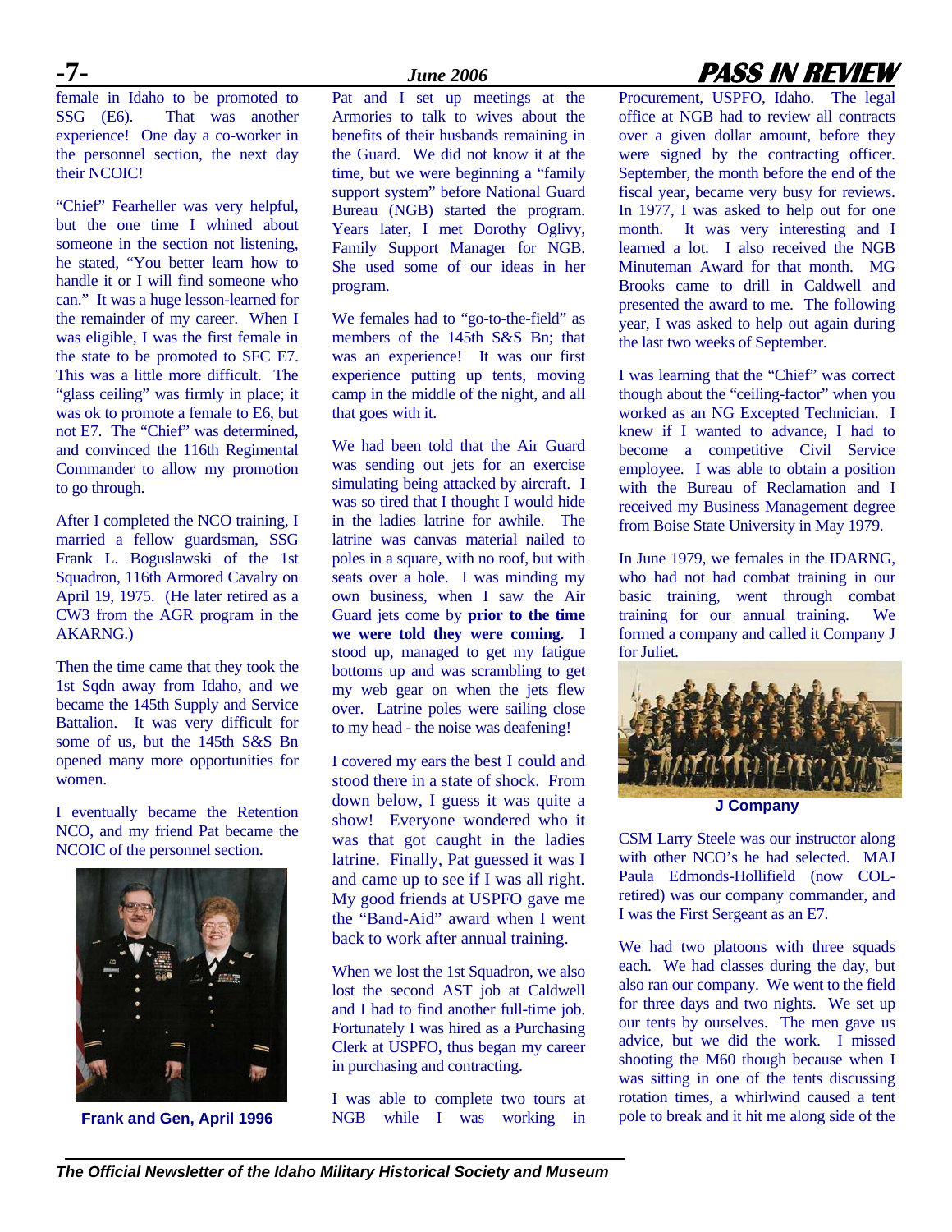female in Idaho to be promoted to SSG (E6). That was another experience! One day a co-worker in the personnel section, the next day their NCOIC!

"Chief" Fearheller was very helpful, but the one time I whined about someone in the section not listening, he stated, "You better learn how to handle it or I will find someone who can." It was a huge lesson-learned for the remainder of my career. When I was eligible, I was the first female in the state to be promoted to SFC E7. This was a little more difficult. The "glass ceiling" was firmly in place; it was ok to promote a female to E6, but not E7. The "Chief" was determined, and convinced the 116th Regimental Commander to allow my promotion to go through.

After I completed the NCO training, I married a fellow guardsman, SSG Frank L. Boguslawski of the 1st Squadron, 116th Armored Cavalry on April 19, 1975. (He later retired as a CW3 from the AGR program in the AKARNG.)

Then the time came that they took the 1st Sqdn away from Idaho, and we became the 145th Supply and Service Battalion. It was very difficult for some of us, but the 145th S&S Bn opened many more opportunities for women.

I eventually became the Retention NCO, and my friend Pat became the NCOIC of the personnel section.

**Frank and Gen, April 1996**

Pat and I set up meetings at the Armories to talk to wives about the benefits of their husbands remaining in the Guard. We did not know it at the time, but we were beginning a "family support system" before National Guard Bureau (NGB) started the program. Years later, I met Dorothy Oglivy, Family Support Manager for NGB. She used some of our ideas in her program.

We females had to "go-to-the-field" as members of the 145th S&S Bn; that was an experience! It was our first experience putting up tents, moving camp in the middle of the night, and all that goes with it.

We had been told that the Air Guard was sending out jets for an exercise simulating being attacked by aircraft. I was so tired that I thought I would hide in the ladies latrine for awhile. The latrine was canvas material nailed to poles in a square, with no roof, but with seats over a hole. I was minding my own business, when I saw the Air Guard jets come by **prior to the time we were told they were coming.** I stood up, managed to get my fatigue bottoms up and was scrambling to get my web gear on when the jets flew over. Latrine poles were sailing close to my head - the noise was deafening!

I covered my ears the best I could and stood there in a state of shock. From down below, I guess it was quite a show! Everyone wondered who it was that got caught in the ladies latrine. Finally, Pat guessed it was I and came up to see if I was all right. My good friends at USPFO gave me the "Band-Aid" award when I went back to work after annual training.

When we lost the 1st Squadron, we also lost the second AST job at Caldwell and I had to find another full-time job. Fortunately I was hired as a Purchasing Clerk at USPFO, thus began my career in purchasing and contracting.

I was able to complete two tours at NGB while I was working in Procurement, USPFO, Idaho. The legal office at NGB had to review all contracts over a given dollar amount, before they were signed by the contracting officer. September, the month before the end of the fiscal year, became very busy for reviews. In 1977, I was asked to help out for one month. It was very interesting and I learned a lot. I also received the NGB Minuteman Award for that month. MG Brooks came to drill in Caldwell and presented the award to me. The following year, I was asked to help out again during the last two weeks of September.

I was learning that the "Chief" was correct though about the "ceiling-factor" when you worked as an NG Excepted Technician. I knew if I wanted to advance, I had to become a competitive Civil Service employee. I was able to obtain a position with the Bureau of Reclamation and I received my Business Management degree from Boise State University in May 1979.

In June 1979, we females in the IDARNG, who had not had combat training in our basic training, went through combat training for our annual training. We formed a company and called it Company J for Juliet.

**J Company**

CSM Larry Steele was our instructor along with other NCO's he had selected. MAJ Paula Edmonds-Hollifield (now COL-retired) was our company commander, and I was the First Sergeant as an E7.

We had two platoons with three squads each. We had classes during the day, but also ran our company. We went to the field for three days and two nights. We set up our tents by ourselves. The men gave us advice, but we did the work. I missed shooting the M60 though because when I was sitting in one of the tents discussing rotation times, a whirlwind caused a tent pole to break and it hit me along side of the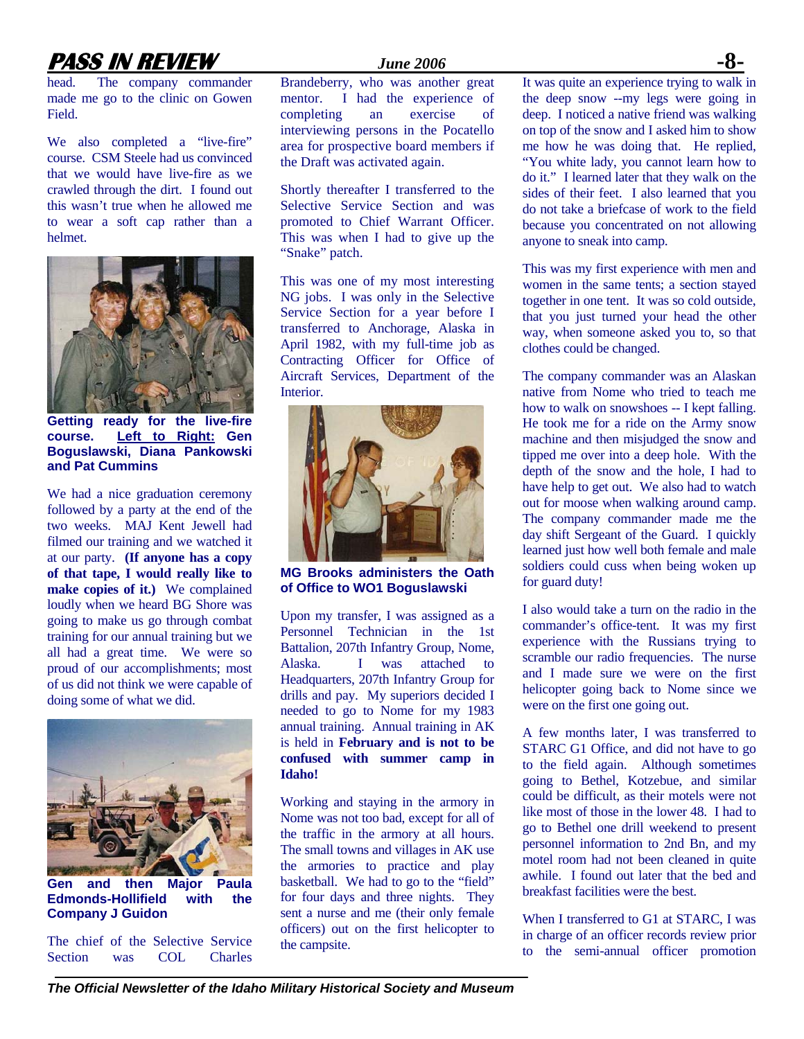head. The company commander made me go to the clinic on Gowen Field.

We also completed a "live-fire" course. CSM Steele had us convinced that we would have live-fire as we crawled through the dirt. I found out this wasn't true when he allowed me to wear a soft cap rather than a helmet.

**Getting ready for the live-fire course. Left to Right: Gen Boguslawski, Diana Pankowski and Pat Cummins**

We had a nice graduation ceremony followed by a party at the end of the two weeks. MAJ Kent Jewell had filmed our training and we watched it at our party. **(If anyone has a copy of that tape, I would really like to make copies of it.)** We complained loudly when we heard BG Shore was going to make us go through combat training for our annual training but we all had a great time. We were so proud of our accomplishments; most of us did not think we were capable of doing some of what we did.

**Gen and then Major Paula Edmonds-Hollifield with the Company J Guidon**

The chief of the Selective Service Section was COL Charles Brandeberry, who was another great mentor. I had the experience of completing an exercise of interviewing persons in the Pocatello area for prospective board members if the Draft was activated again.

Shortly thereafter I transferred to the Selective Service Section and was promoted to Chief Warrant Officer. This was when I had to give up the "Snake" patch.

This was one of my most interesting NG jobs. I was only in the Selective Service Section for a year before I transferred to Anchorage, Alaska in April 1982, with my full-time job as Contracting Officer for Office of Aircraft Services, Department of the Interior.

**MG Brooks administers the Oath of Office to WO1 Boguslawski**

Upon my transfer, I was assigned as a Personnel Technician in the 1st Battalion, 207th Infantry Group, Nome, Alaska. I was attached to Headquarters, 207th Infantry Group for drills and pay. My superiors decided I needed to go to Nome for my 1983 annual training. Annual training in AK is held in **February and is not to be confused with summer camp in Idaho!**

Working and staying in the armory in Nome was not too bad, except for all of the traffic in the armory at all hours. The small towns and villages in AK use the armories to practice and play basketball. We had to go to the "field" for four days and three nights. They sent a nurse and me (their only female officers) out on the first helicopter to the campsite.

It was quite an experience trying to walk in the deep snow --my legs were going in deep. I noticed a native friend was walking on top of the snow and I asked him to show me how he was doing that. He replied, "You white lady, you cannot learn how to do it." I learned later that they walk on the sides of their feet. I also learned that you do not take a briefcase of work to the field because you concentrated on not allowing anyone to sneak into camp.

This was my first experience with men and women in the same tents; a section stayed together in one tent. It was so cold outside, that you just turned your head the other way, when someone asked you to, so that clothes could be changed.

The company commander was an Alaskan native from Nome who tried to teach me how to walk on snowshoes -- I kept falling. He took me for a ride on the Army snow machine and then misjudged the snow and tipped me over into a deep hole. With the depth of the snow and the hole, I had to have help to get out. We also had to watch out for moose when walking around camp. The company commander made me the day shift Sergeant of the Guard. I quickly learned just how well both female and male soldiers could cuss when being woken up for guard duty!

I also would take a turn on the radio in the commander's office-tent. It was my first experience with the Russians trying to scramble our radio frequencies. The nurse and I made sure we were on the first helicopter going back to Nome since we were on the first one going out.

A few months later, I was transferred to STARC G1 Office, and did not have to go to the field again. Although sometimes going to Bethel, Kotzebue, and similar could be difficult, as their motels were not like most of those in the lower 48. I had to go to Bethel one drill weekend to present personnel information to 2nd Bn, and my motel room had not been cleaned in quite awhile. I found out later that the bed and breakfast facilities were the best.

When I transferred to G1 at STARC, I was in charge of an officer records review prior to the semi-annual officer promotion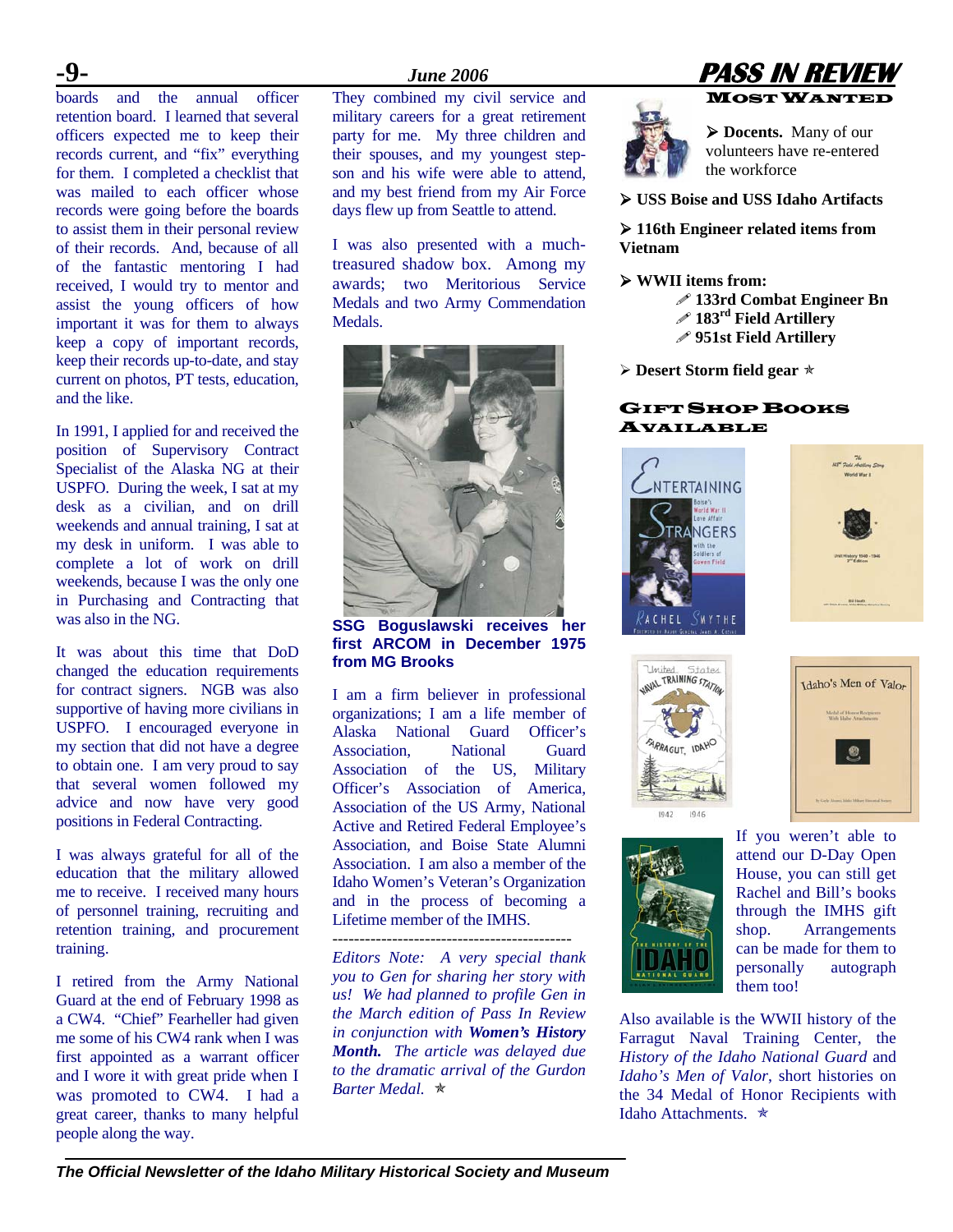boards and the annual officer retention board. I learned that several officers expected me to keep their records current, and "fix" everything for them. I completed a checklist that was mailed to each officer whose records were going before the boards to assist them in their personal review of their records. And, because of all of the fantastic mentoring I had received, I would try to mentor and assist the young officers of how important it was for them to always keep a copy of important records, keep their records up-to-date, and stay current on photos, PT tests, education, and the like.

In 1991, I applied for and received the position of Supervisory Contract Specialist of the Alaska NG at their USPFO. During the week, I sat at my desk as a civilian, and on drill weekends and annual training, I sat at my desk in uniform. I was able to complete a lot of work on drill weekends, because I was the only one in Purchasing and Contracting that was also in the NG.

It was about this time that DoD changed the education requirements for contract signers. NGB was also supportive of having more civilians in USPFO. I encouraged everyone in my section that did not have a degree to obtain one. I am very proud to say that several women followed my advice and now have very good positions in Federal Contracting.

I was always grateful for all of the education that the military allowed me to receive. I received many hours of personnel training, recruiting and retention training, and procurement training.

I retired from the Army National Guard at the end of February 1998 as a CW4. "Chief" Fearheller had given me some of his CW4 rank when I was first appointed as a warrant officer and I wore it with great pride when I was promoted to CW4. I had a great career, thanks to many helpful people along the way.

They combined my civil service and military careers for a great retirement party for me. My three children and their spouses, and my youngest stepson and his wife were able to attend, and my best friend from my Air Force days flew up from Seattle to attend.

I was also presented with a much-treasured shadow box. Among my awards; two Meritorious Service Medals and two Army Commendation Medals.

**SSG Boguslawski receives her first ARCOM in December 1975 from MG Brooks**

I am a firm believer in professional organizations; I am a life member of Alaska National Guard Officer's Association, National Guard Association of the US, Military Officer's Association of America, Association of the US Army, National Active and Retired Federal Employee's Association, and Boise State Alumni Association. I am also a member of the Idaho Women's Veteran's Organization and in the process of becoming a Lifetime member of the IMHS.

---

*Editors Note: A very special thank you to Gen for sharing her story with us! We had planned to profile Gen in the March edition of Pass In Review in conjunction with **Women's History Month.** The article was delayed due to the dramatic arrival of the Gurdon Barter Medal.* ✯

## MOST WANTED

- **Docents.** Many of our volunteers have re-entered the workforce
- **USS Boise and USS Idaho Artifacts**
- **116th Engineer related items from Vietnam**
- **WWII items from:**
  - **133rd Combat Engineer Bn**
  - **183rd Field Artillery**
  - **951st Field Artillery**
- **Desert Storm field gear** ✯

## GIFT SHOP BOOKS AVAILABLE

If you weren't able to attend our D-Day Open House, you can still get Rachel and Bill's books through the IMHS gift shop. Arrangements can be made for them to personally autograph them too!

Also available is the WWII history of the Farragut Naval Training Center, the *History of the Idaho National Guard* and *Idaho's Men of Valor*, short histories on the 34 Medal of Honor Recipients with Idaho Attachments. ✯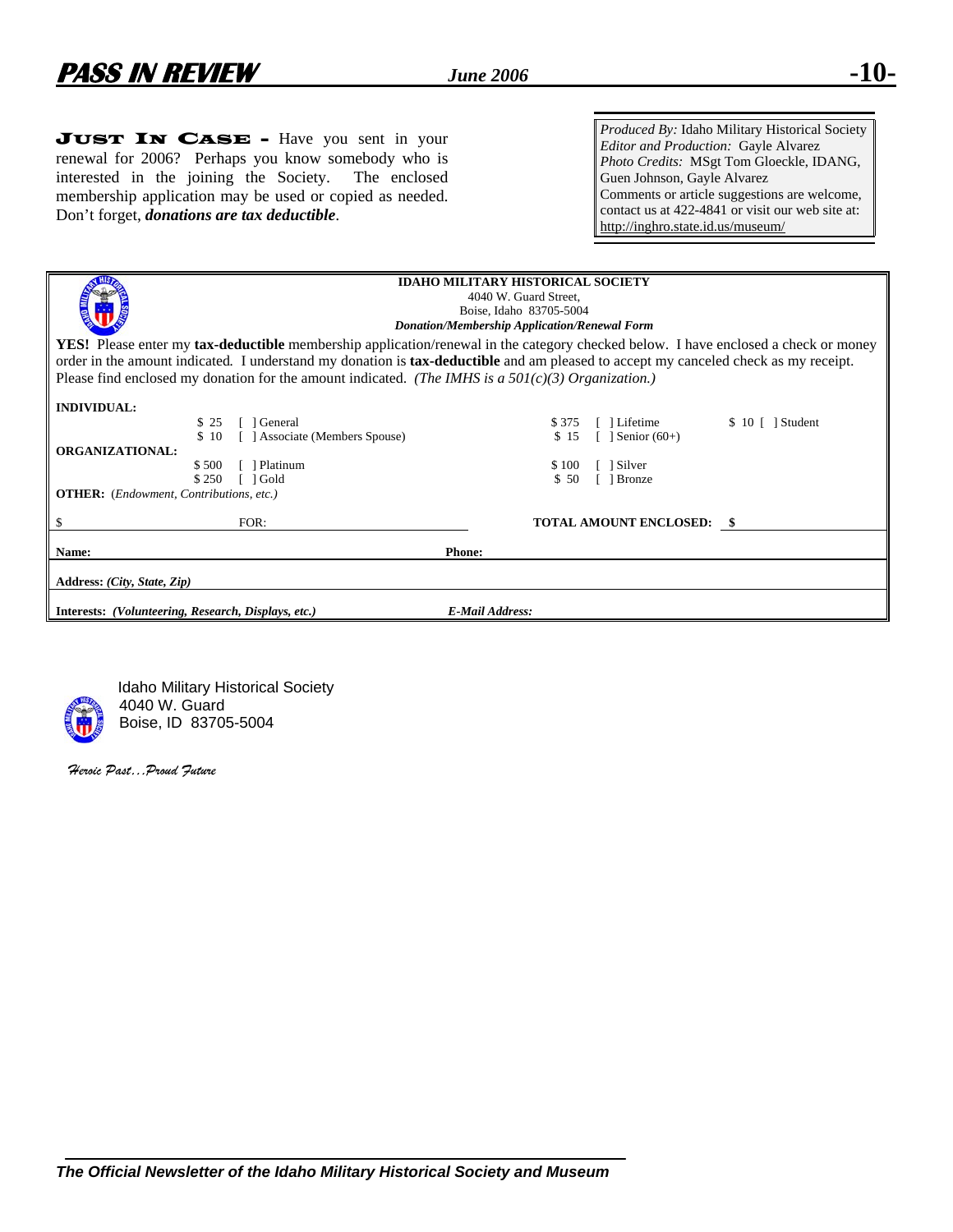**JUST IN CASE -** Have you sent in your renewal for 2006? Perhaps you know somebody who is interested in the joining the Society. The enclosed membership application may be used or copied as needed. Don't forget, ***donations are tax deductible***.

*Produced By:* Idaho Military Historical Society
*Editor and Production:* Gayle Alvarez
*Photo Credits:* MSgt Tom Gloeckle, IDANG, Guen Johnson, Gayle Alvarez
Comments or article suggestions are welcome, contact us at 422-4841 or visit our web site at: http://inghro.state.id.us/museum/

---

**IDAHO MILITARY HISTORICAL SOCIETY**
4040 W. Guard Street,
Boise, Idaho 83705-5004
***Donation/Membership Application/Renewal Form***

**YES!** Please enter my **tax-deductible** membership application/renewal in the category checked below. I have enclosed a check or money order in the amount indicated. I understand my donation is **tax-deductible** and am pleased to accept my canceled check as my receipt. Please find enclosed my donation for the amount indicated. *(The IMHS is a 501(c)(3) Organization.)*

**INDIVIDUAL:**

$ 25 [ ] General
$ 10 [ ] Associate (Members Spouse)
$ 375 [ ] Lifetime
$ 15 [ ] Senior (60+)
$ 10 [ ] Student

**ORGANIZATIONAL:**

$ 500 [ ] Platinum
$ 250 [ ] Gold
$ 100 [ ] Silver
$ 50 [ ] Bronze

**OTHER:** (*Endowment, Contributions, etc.)*

$ FOR: **TOTAL AMOUNT ENCLOSED: $**

**Name:** **Phone:**

**Address: *(City, State, Zip)***

**Interests: *(Volunteering, Research, Displays, etc.)*** ***E-Mail Address:***

---

Idaho Military Historical Society
4040 W. Guard
Boise, ID 83705-5004

*Heroic Past…Proud Future*